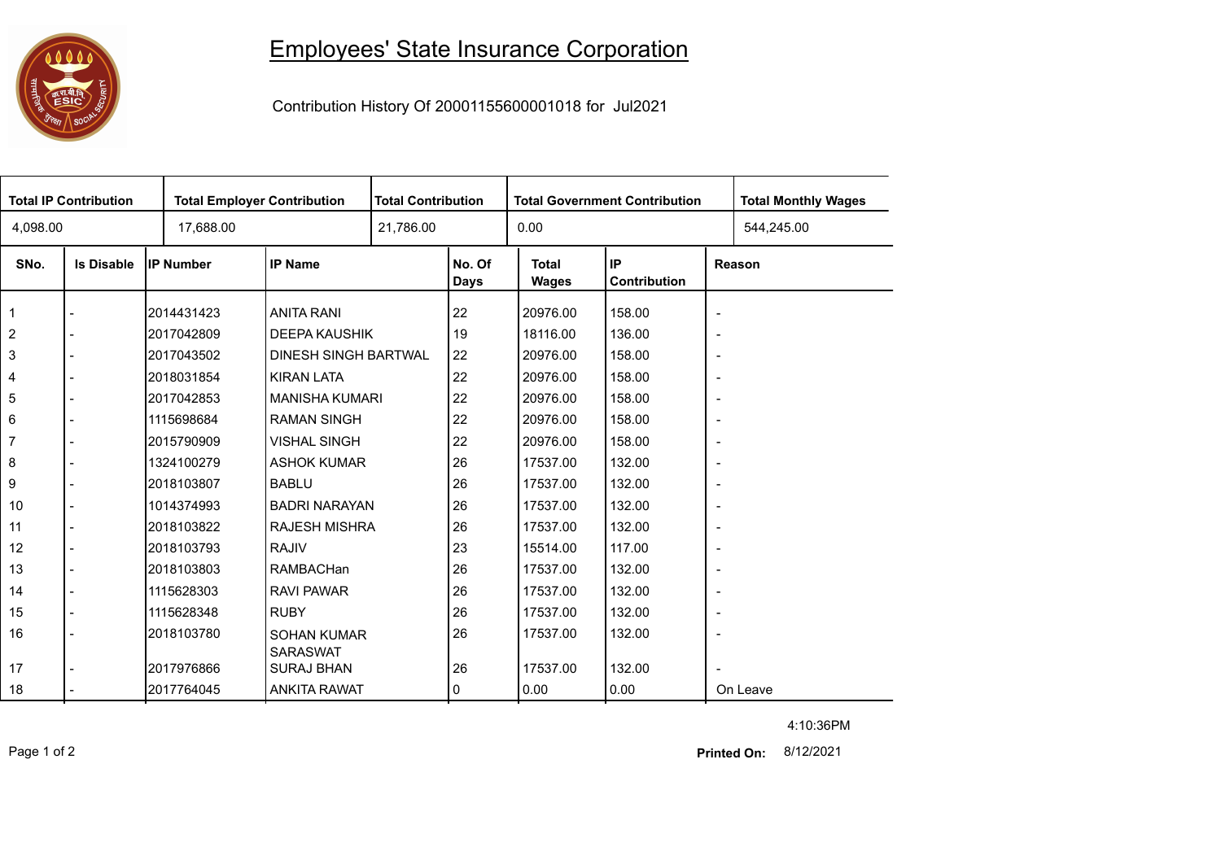# Employees' State Insurance Corporation

Contribution History Of 20001155600001018 for Jul2021

| Total IP Contribution | Total Employer Contribution | Total Contribution | Total Government Contribution | Total Monthly Wages |
|---|---|---|---|---|
| 4,098.00 | 17,688.00 | 21,786.00 | 0.00 | 544,245.00 |

| SNo. | Is Disable | IP Number | IP Name | No. Of Days | Total Wages | IP Contribution | Reason |
|---|---|---|---|---|---|---|---|
| 1 | - | 2014431423 | ANITA RANI | 22 | 20976.00 | 158.00 | - |
| 2 | - | 2017042809 | DEEPA KAUSHIK | 19 | 18116.00 | 136.00 | - |
| 3 | - | 2017043502 | DINESH SINGH BARTWAL | 22 | 20976.00 | 158.00 | - |
| 4 | - | 2018031854 | KIRAN LATA | 22 | 20976.00 | 158.00 | - |
| 5 | - | 2017042853 | MANISHA KUMARI | 22 | 20976.00 | 158.00 | - |
| 6 | - | 1115698684 | RAMAN SINGH | 22 | 20976.00 | 158.00 | - |
| 7 | - | 2015790909 | VISHAL SINGH | 22 | 20976.00 | 158.00 | - |
| 8 | - | 1324100279 | ASHOK KUMAR | 26 | 17537.00 | 132.00 | - |
| 9 | - | 2018103807 | BABLU | 26 | 17537.00 | 132.00 | - |
| 10 | - | 1014374993 | BADRI NARAYAN | 26 | 17537.00 | 132.00 | - |
| 11 | - | 2018103822 | RAJESH MISHRA | 26 | 17537.00 | 132.00 | - |
| 12 | - | 2018103793 | RAJIV | 23 | 15514.00 | 117.00 | - |
| 13 | - | 2018103803 | RAMBACHan | 26 | 17537.00 | 132.00 | - |
| 14 | - | 1115628303 | RAVI PAWAR | 26 | 17537.00 | 132.00 | - |
| 15 | - | 1115628348 | RUBY | 26 | 17537.00 | 132.00 | - |
| 16 | - | 2018103780 | SOHAN KUMAR SARASWAT | 26 | 17537.00 | 132.00 | - |
| 17 | - | 2017976866 | SURAJ BHAN | 26 | 17537.00 | 132.00 | - |
| 18 | - | 2017764045 | ANKITA RAWAT | 0 | 0.00 | 0.00 | On Leave |

4:10:36PM

**Printed On:** 8/12/2021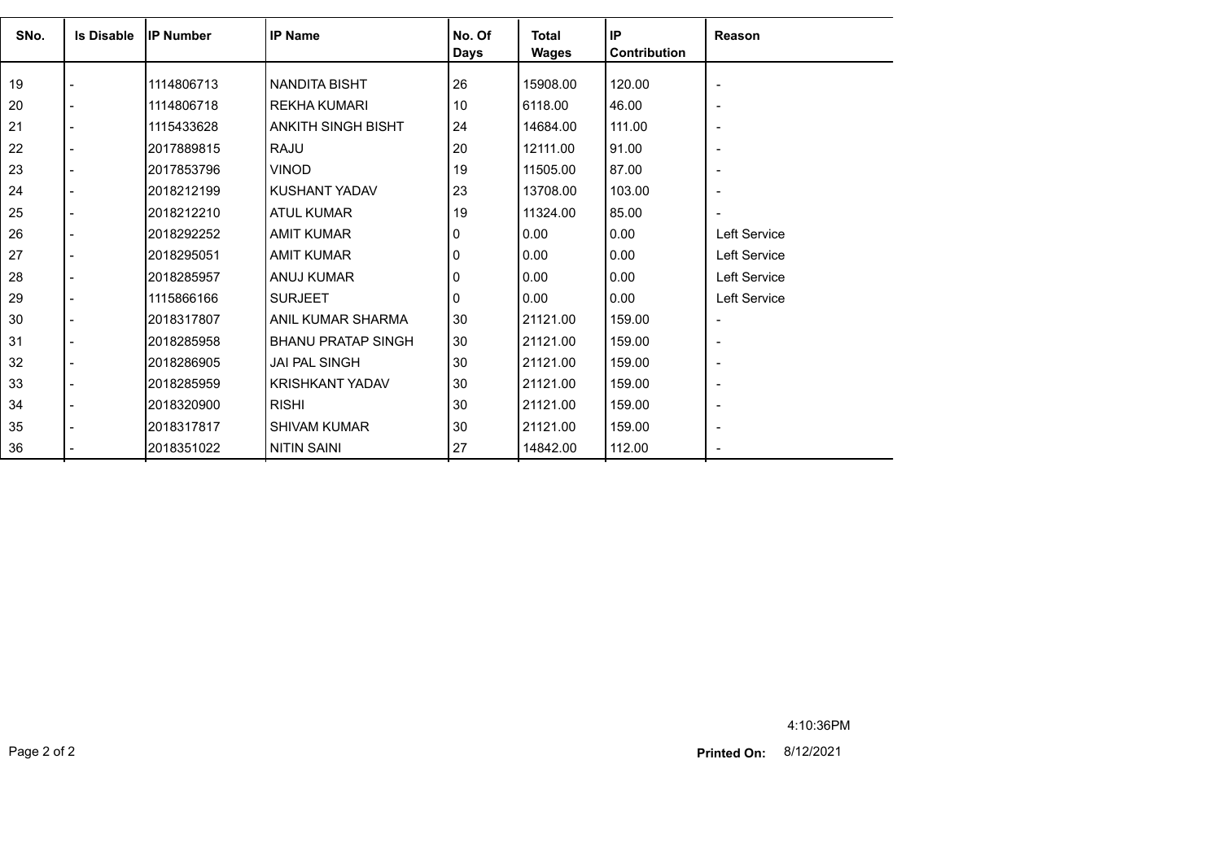| SNo. | Is Disable | IP Number | IP Name | No. Of Days | Total Wages | IP Contribution | Reason |
|---|---|---|---|---|---|---|---|
| 19 | - | 1114806713 | NANDITA BISHT | 26 | 15908.00 | 120.00 | - |
| 20 | - | 1114806718 | REKHA KUMARI | 10 | 6118.00 | 46.00 | - |
| 21 | - | 1115433628 | ANKITH SINGH BISHT | 24 | 14684.00 | 111.00 | - |
| 22 | - | 2017889815 | RAJU | 20 | 12111.00 | 91.00 | - |
| 23 | - | 2017853796 | VINOD | 19 | 11505.00 | 87.00 | - |
| 24 | - | 2018212199 | KUSHANT YADAV | 23 | 13708.00 | 103.00 | - |
| 25 | - | 2018212210 | ATUL KUMAR | 19 | 11324.00 | 85.00 | - |
| 26 | - | 2018292252 | AMIT KUMAR | 0 | 0.00 | 0.00 | Left Service |
| 27 | - | 2018295051 | AMIT KUMAR | 0 | 0.00 | 0.00 | Left Service |
| 28 | - | 2018285957 | ANUJ KUMAR | 0 | 0.00 | 0.00 | Left Service |
| 29 | - | 1115866166 | SURJEET | 0 | 0.00 | 0.00 | Left Service |
| 30 | - | 2018317807 | ANIL KUMAR SHARMA | 30 | 21121.00 | 159.00 | - |
| 31 | - | 2018285958 | BHANU PRATAP SINGH | 30 | 21121.00 | 159.00 | - |
| 32 | - | 2018286905 | JAI PAL SINGH | 30 | 21121.00 | 159.00 | - |
| 33 | - | 2018285959 | KRISHKANT YADAV | 30 | 21121.00 | 159.00 | - |
| 34 | - | 2018320900 | RISHI | 30 | 21121.00 | 159.00 | - |
| 35 | - | 2018317817 | SHIVAM KUMAR | 30 | 21121.00 | 159.00 | - |
| 36 | - | 2018351022 | NITIN SAINI | 27 | 14842.00 | 112.00 | - |

4:10:36PM

**Printed On:** 8/12/2021